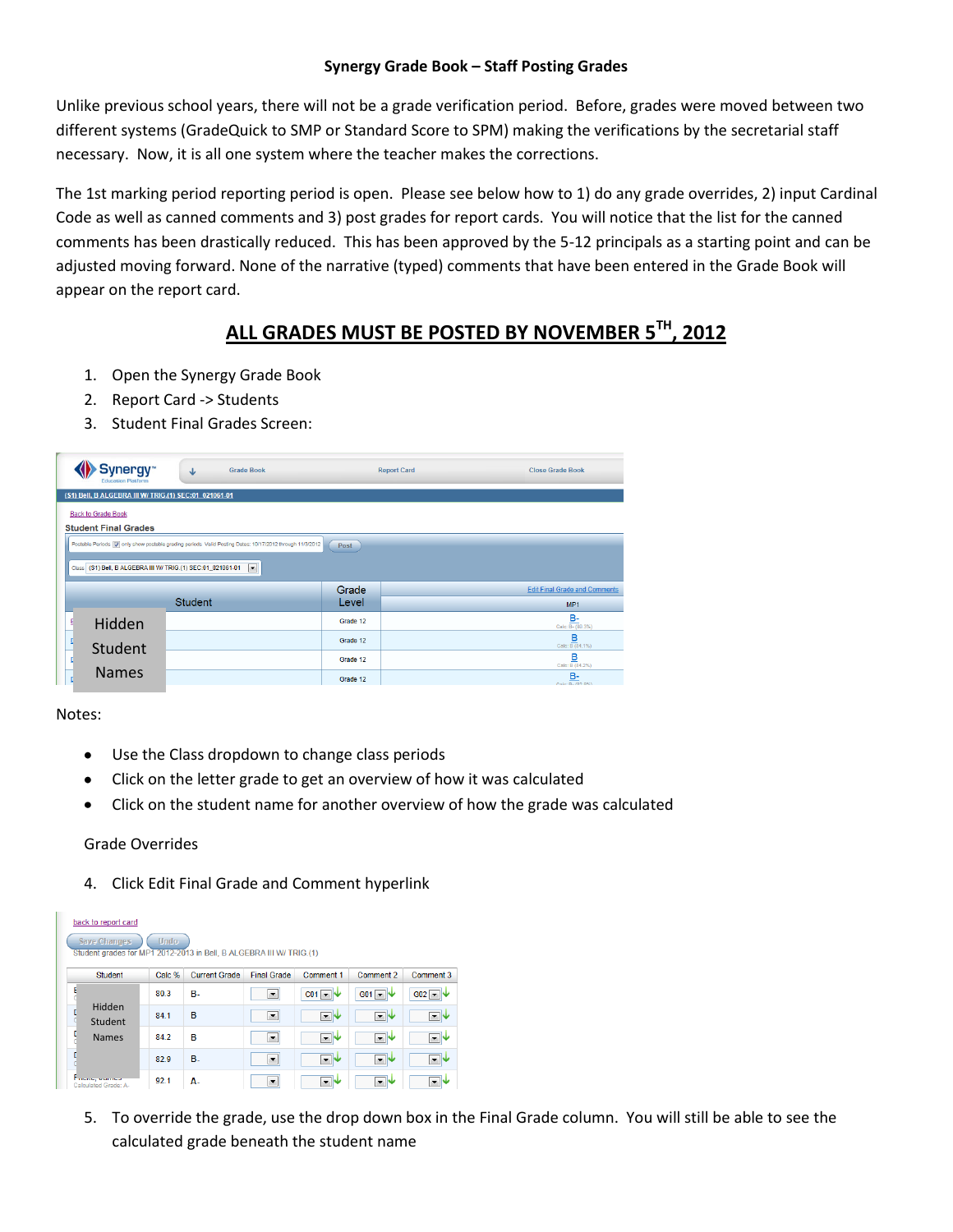**Synergy Grade Book – Staff Posting Grades**

Unlike previous school years, there will not be a grade verification period. Before, grades were moved between two different systems (GradeQuick to SMP or Standard Score to SPM) making the verifications by the secretarial staff necessary. Now, it is all one system where the teacher makes the corrections.

The 1st marking period reporting period is open. Please see below how to 1) do any grade overrides, 2) input Cardinal Code as well as canned comments and 3) post grades for report cards. You will notice that the list for the canned comments has been drastically reduced. This has been approved by the 5-12 principals as a starting point and can be adjusted moving forward. None of the narrative (typed) comments that have been entered in the Grade Book will appear on the report card.

## ALL GRADES MUST BE POSTED BY NOVEMBER 5TH, 2012

1. Open the Synergy Grade Book
2. Report Card -> Students
3. Student Final Grades Screen:

Notes:

- Use the Class dropdown to change class periods
- Click on the letter grade to get an overview of how it was calculated
- Click on the student name for another overview of how the grade was calculated

Grade Overrides

4. Click Edit Final Grade and Comment hyperlink

5. To override the grade, use the drop down box in the Final Grade column. You will still be able to see the calculated grade beneath the student name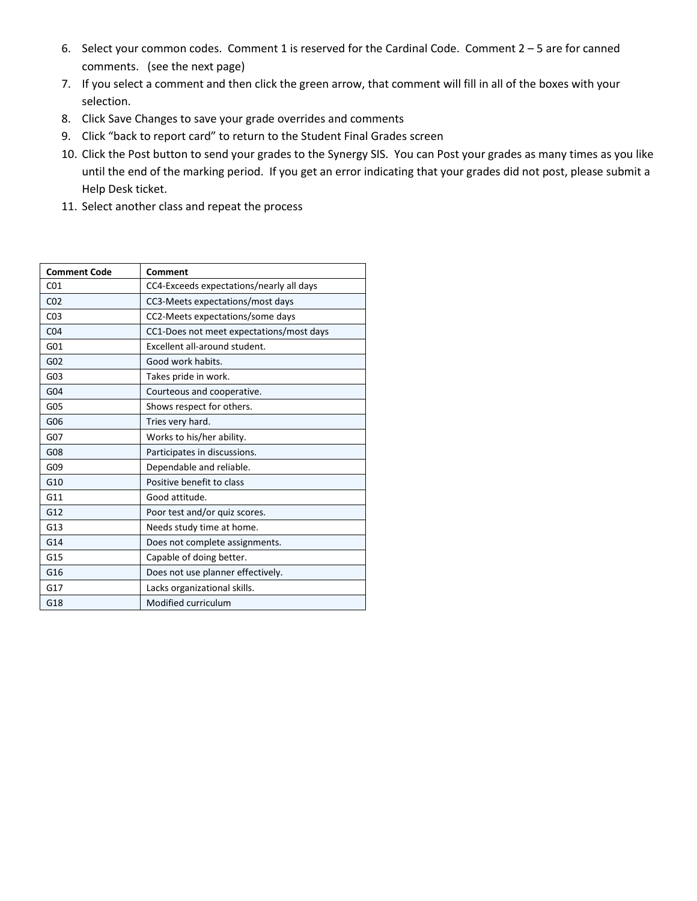6. Select your common codes. Comment 1 is reserved for the Cardinal Code. Comment 2 – 5 are for canned comments. (see the next page)
7. If you select a comment and then click the green arrow, that comment will fill in all of the boxes with your selection.
8. Click Save Changes to save your grade overrides and comments
9. Click "back to report card" to return to the Student Final Grades screen
10. Click the Post button to send your grades to the Synergy SIS. You can Post your grades as many times as you like until the end of the marking period. If you get an error indicating that your grades did not post, please submit a Help Desk ticket.
11. Select another class and repeat the process

| Comment Code | Comment |
|---|---|
| C01 | CC4-Exceeds expectations/nearly all days |
| C02 | CC3-Meets expectations/most days |
| C03 | CC2-Meets expectations/some days |
| C04 | CC1-Does not meet expectations/most days |
| G01 | Excellent all-around student. |
| G02 | Good work habits. |
| G03 | Takes pride in work. |
| G04 | Courteous and cooperative. |
| G05 | Shows respect for others. |
| G06 | Tries very hard. |
| G07 | Works to his/her ability. |
| G08 | Participates in discussions. |
| G09 | Dependable and reliable. |
| G10 | Positive benefit to class |
| G11 | Good attitude. |
| G12 | Poor test and/or quiz scores. |
| G13 | Needs study time at home. |
| G14 | Does not complete assignments. |
| G15 | Capable of doing better. |
| G16 | Does not use planner effectively. |
| G17 | Lacks organizational skills. |
| G18 | Modified curriculum |